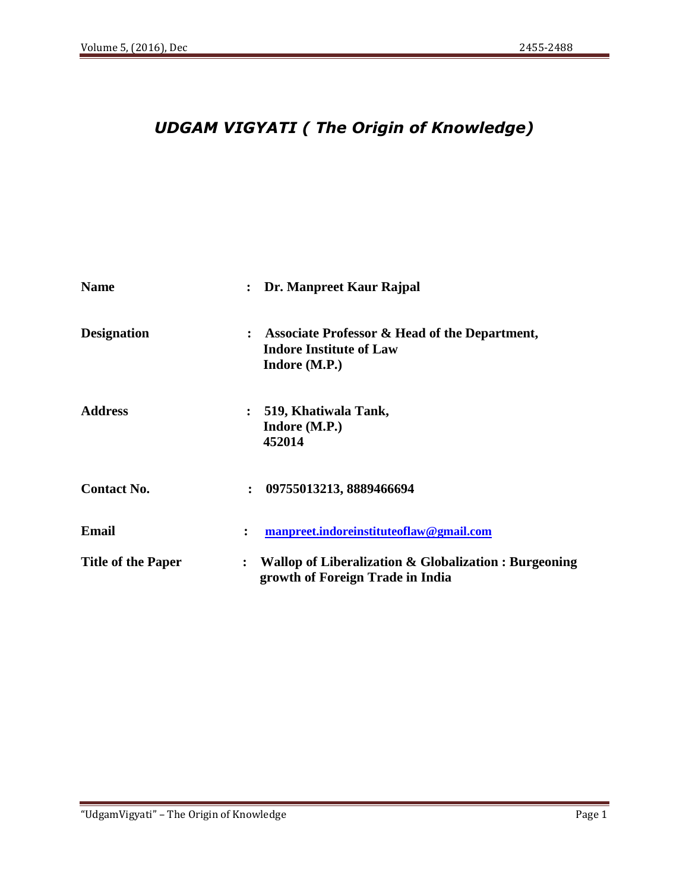# *UDGAM VIGYATI ( The Origin of Knowledge)*

| | | |
|---|---|---|
| **Name** | **:** | **Dr. Manpreet Kaur Rajpal** |
| **Designation** | **:** | **Associate Professor & Head of the Department, Indore Institute of Law Indore (M.P.)** |
| **Address** | **:** | **519, Khatiwala Tank, Indore (M.P.) 452014** |
| **Contact No.** | **:** | **09755013213, 8889466694** |
| **Email** | **:** | **manpreet.indoreinstituteoflaw@gmail.com** |
| **Title of the Paper** | **:** | **Wallop of Liberalization & Globalization : Burgeoning growth of Foreign Trade in India** |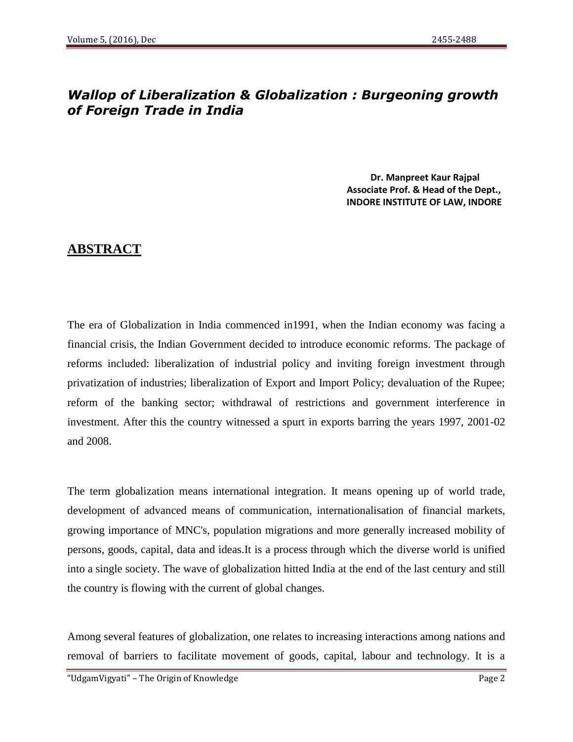# *Wallop of Liberalization & Globalization : Burgeoning growth of Foreign Trade in India*

**Dr. Manpreet Kaur Rajpal**
**Associate Prof. & Head of the Dept.,**
**INDORE INSTITUTE OF LAW, INDORE**

## ABSTRACT

The era of Globalization in India commenced in1991, when the Indian economy was facing a financial crisis, the Indian Government decided to introduce economic reforms. The package of reforms included: liberalization of industrial policy and inviting foreign investment through privatization of industries; liberalization of Export and Import Policy; devaluation of the Rupee; reform of the banking sector; withdrawal of restrictions and government interference in investment. After this the country witnessed a spurt in exports barring the years 1997, 2001-02 and 2008.

The term globalization means international integration. It means opening up of world trade, development of advanced means of communication, internationalisation of financial markets, growing importance of MNC's, population migrations and more generally increased mobility of persons, goods, capital, data and ideas.It is a process through which the diverse world is unified into a single society. The wave of globalization hitted India at the end of the last century and still the country is flowing with the current of global changes.

Among several features of globalization, one relates to increasing interactions among nations and removal of barriers to facilitate movement of goods, capital, labour and technology. It is a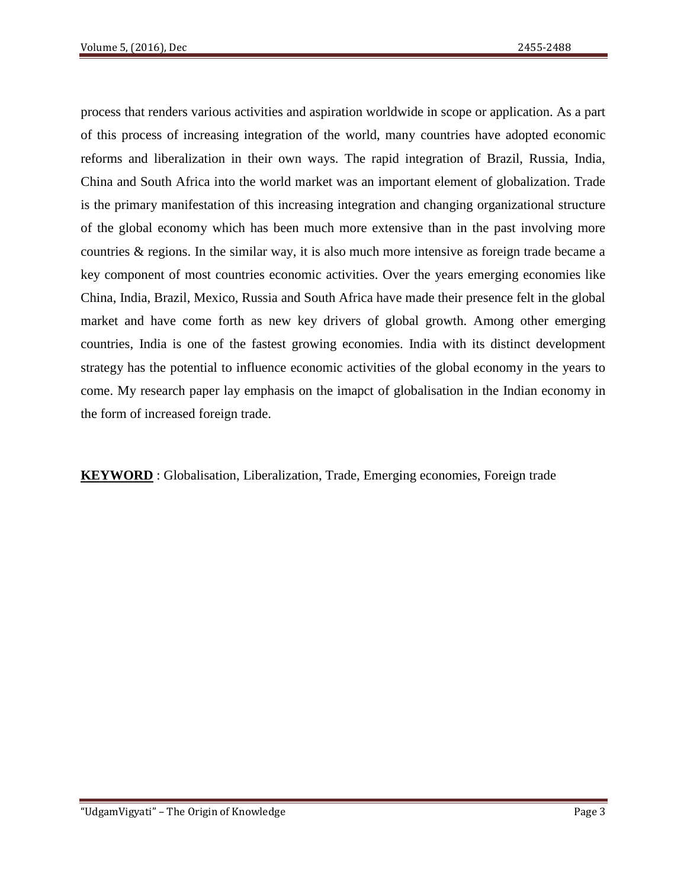process that renders various activities and aspiration worldwide in scope or application. As a part of this process of increasing integration of the world, many countries have adopted economic reforms and liberalization in their own ways. The rapid integration of Brazil, Russia, India, China and South Africa into the world market was an important element of globalization. Trade is the primary manifestation of this increasing integration and changing organizational structure of the global economy which has been much more extensive than in the past involving more countries & regions. In the similar way, it is also much more intensive as foreign trade became a key component of most countries economic activities. Over the years emerging economies like China, India, Brazil, Mexico, Russia and South Africa have made their presence felt in the global market and have come forth as new key drivers of global growth. Among other emerging countries, India is one of the fastest growing economies. India with its distinct development strategy has the potential to influence economic activities of the global economy in the years to come. My research paper lay emphasis on the imapct of globalisation in the Indian economy in the form of increased foreign trade.

**KEYWORD** : Globalisation, Liberalization, Trade, Emerging economies, Foreign trade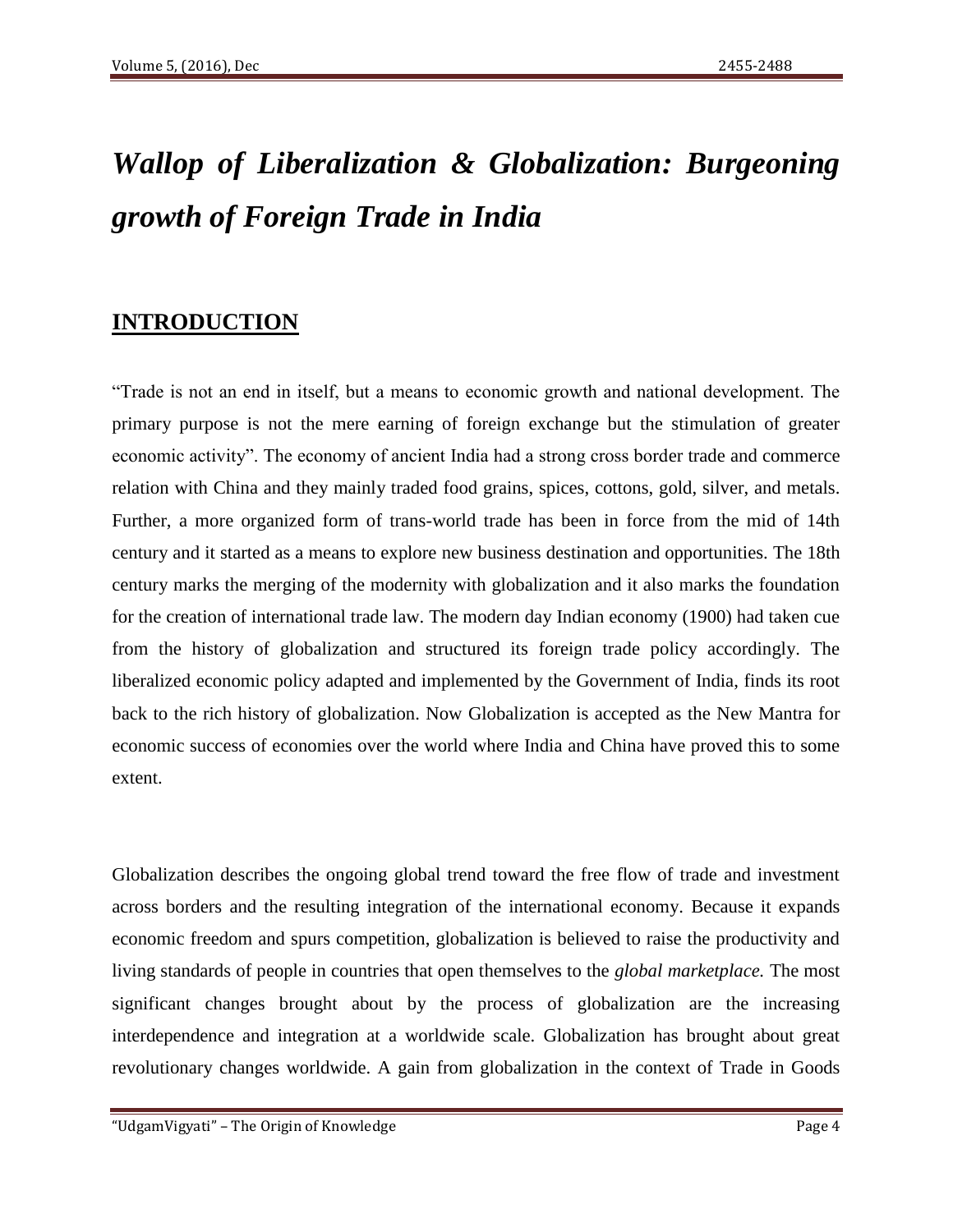# *Wallop of Liberalization & Globalization: Burgeoning growth of Foreign Trade in India*

## INTRODUCTION

"Trade is not an end in itself, but a means to economic growth and national development. The primary purpose is not the mere earning of foreign exchange but the stimulation of greater economic activity". The economy of ancient India had a strong cross border trade and commerce relation with China and they mainly traded food grains, spices, cottons, gold, silver, and metals. Further, a more organized form of trans-world trade has been in force from the mid of 14th century and it started as a means to explore new business destination and opportunities. The 18th century marks the merging of the modernity with globalization and it also marks the foundation for the creation of international trade law. The modern day Indian economy (1900) had taken cue from the history of globalization and structured its foreign trade policy accordingly. The liberalized economic policy adapted and implemented by the Government of India, finds its root back to the rich history of globalization. Now Globalization is accepted as the New Mantra for economic success of economies over the world where India and China have proved this to some extent.

Globalization describes the ongoing global trend toward the free flow of trade and investment across borders and the resulting integration of the international economy. Because it expands economic freedom and spurs competition, globalization is believed to raise the productivity and living standards of people in countries that open themselves to the *global marketplace.* The most significant changes brought about by the process of globalization are the increasing interdependence and integration at a worldwide scale. Globalization has brought about great revolutionary changes worldwide. A gain from globalization in the context of Trade in Goods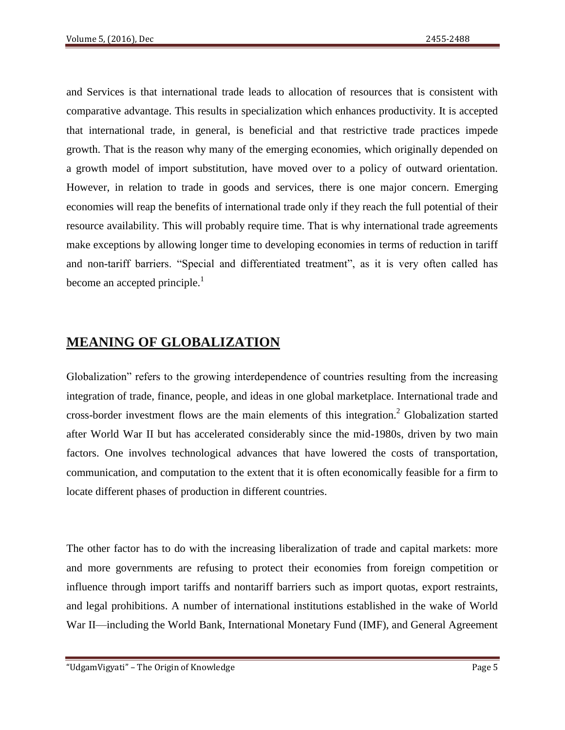and Services is that international trade leads to allocation of resources that is consistent with comparative advantage. This results in specialization which enhances productivity. It is accepted that international trade, in general, is beneficial and that restrictive trade practices impede growth. That is the reason why many of the emerging economies, which originally depended on a growth model of import substitution, have moved over to a policy of outward orientation. However, in relation to trade in goods and services, there is one major concern. Emerging economies will reap the benefits of international trade only if they reach the full potential of their resource availability. This will probably require time. That is why international trade agreements make exceptions by allowing longer time to developing economies in terms of reduction in tariff and non-tariff barriers. “Special and differentiated treatment”, as it is very often called has become an accepted principle.[1]

## MEANING OF GLOBALIZATION

Globalization” refers to the growing interdependence of countries resulting from the increasing integration of trade, finance, people, and ideas in one global marketplace. International trade and cross-border investment flows are the main elements of this integration.[2] Globalization started after World War II but has accelerated considerably since the mid-1980s, driven by two main factors. One involves technological advances that have lowered the costs of transportation, communication, and computation to the extent that it is often economically feasible for a firm to locate different phases of production in different countries.

The other factor has to do with the increasing liberalization of trade and capital markets: more and more governments are refusing to protect their economies from foreign competition or influence through import tariffs and nontariff barriers such as import quotas, export restraints, and legal prohibitions. A number of international institutions established in the wake of World War II—including the World Bank, International Monetary Fund (IMF), and General Agreement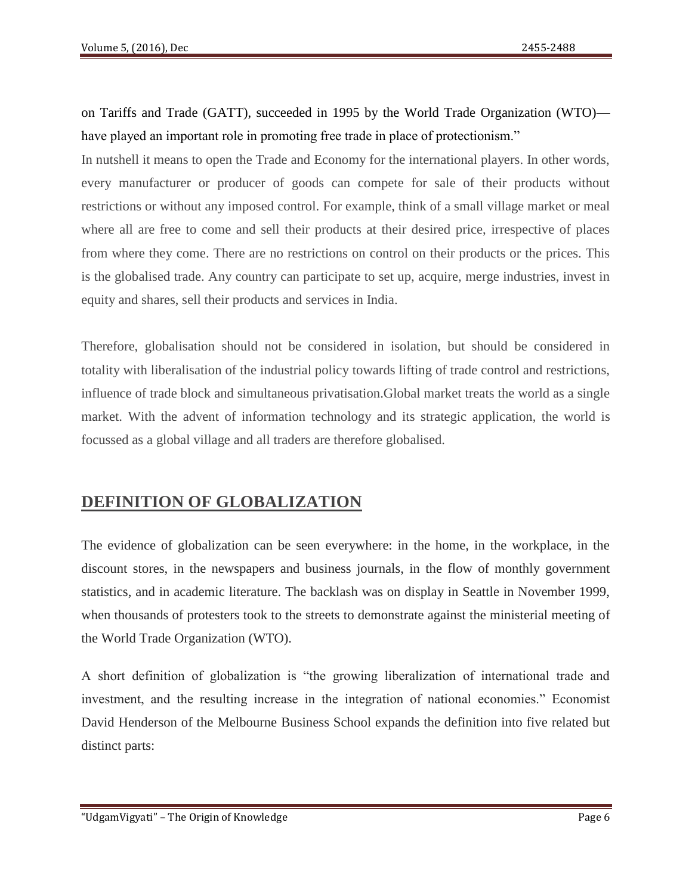on Tariffs and Trade (GATT), succeeded in 1995 by the World Trade Organization (WTO)—have played an important role in promoting free trade in place of protectionism."

In nutshell it means to open the Trade and Economy for the international players. In other words, every manufacturer or producer of goods can compete for sale of their products without restrictions or without any imposed control. For example, think of a small village market or meal where all are free to come and sell their products at their desired price, irrespective of places from where they come. There are no restrictions on control on their products or the prices. This is the globalised trade. Any country can participate to set up, acquire, merge industries, invest in equity and shares, sell their products and services in India.

Therefore, globalisation should not be considered in isolation, but should be considered in totality with liberalisation of the industrial policy towards lifting of trade control and restrictions, influence of trade block and simultaneous privatisation.Global market treats the world as a single market. With the advent of information technology and its strategic application, the world is focussed as a global village and all traders are therefore globalised.

## DEFINITION OF GLOBALIZATION

The evidence of globalization can be seen everywhere: in the home, in the workplace, in the discount stores, in the newspapers and business journals, in the flow of monthly government statistics, and in academic literature. The backlash was on display in Seattle in November 1999, when thousands of protesters took to the streets to demonstrate against the ministerial meeting of the World Trade Organization (WTO).

A short definition of globalization is "the growing liberalization of international trade and investment, and the resulting increase in the integration of national economies." Economist David Henderson of the Melbourne Business School expands the definition into five related but distinct parts: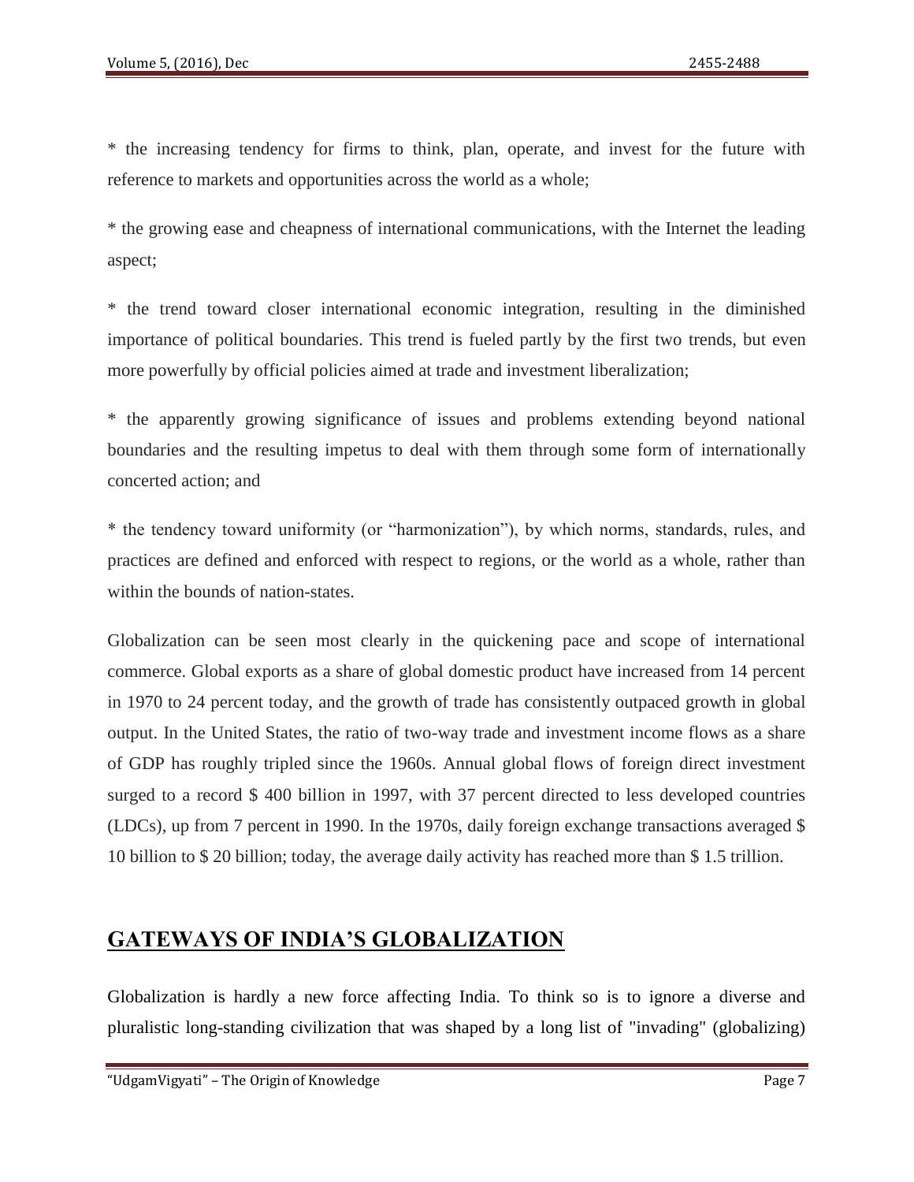* the increasing tendency for firms to think, plan, operate, and invest for the future with reference to markets and opportunities across the world as a whole;

* the growing ease and cheapness of international communications, with the Internet the leading aspect;

* the trend toward closer international economic integration, resulting in the diminished importance of political boundaries. This trend is fueled partly by the first two trends, but even more powerfully by official policies aimed at trade and investment liberalization;

* the apparently growing significance of issues and problems extending beyond national boundaries and the resulting impetus to deal with them through some form of internationally concerted action; and

* the tendency toward uniformity (or "harmonization"), by which norms, standards, rules, and practices are defined and enforced with respect to regions, or the world as a whole, rather than within the bounds of nation-states.

Globalization can be seen most clearly in the quickening pace and scope of international commerce. Global exports as a share of global domestic product have increased from 14 percent in 1970 to 24 percent today, and the growth of trade has consistently outpaced growth in global output. In the United States, the ratio of two-way trade and investment income flows as a share of GDP has roughly tripled since the 1960s. Annual global flows of foreign direct investment surged to a record $ 400 billion in 1997, with 37 percent directed to less developed countries (LDCs), up from 7 percent in 1990. In the 1970s, daily foreign exchange transactions averaged $ 10 billion to $ 20 billion; today, the average daily activity has reached more than $ 1.5 trillion.

## GATEWAYS OF INDIA'S GLOBALIZATION

Globalization is hardly a new force affecting India. To think so is to ignore a diverse and pluralistic long-standing civilization that was shaped by a long list of "invading" (globalizing)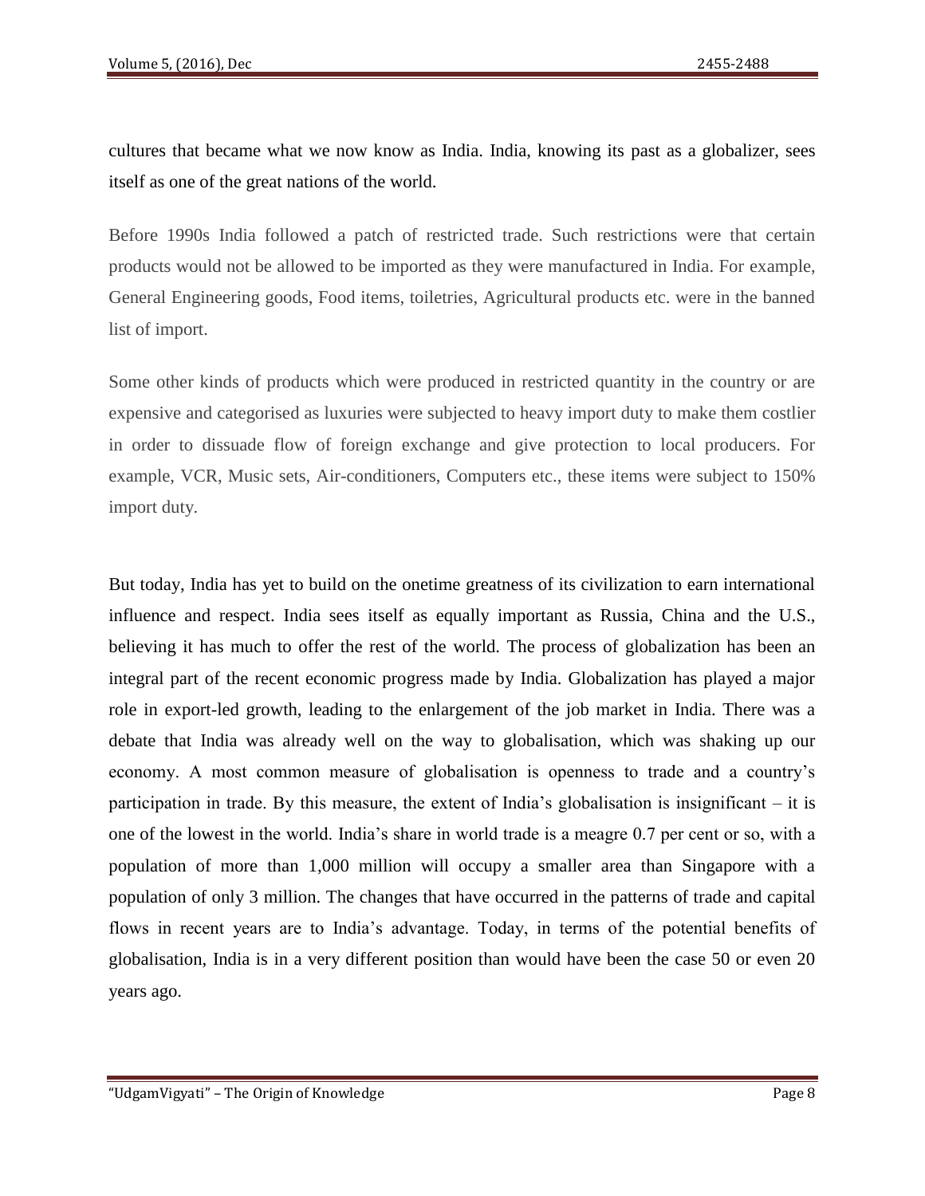cultures that became what we now know as India. India, knowing its past as a globalizer, sees itself as one of the great nations of the world.

Before 1990s India followed a patch of restricted trade. Such restrictions were that certain products would not be allowed to be imported as they were manufactured in India. For example, General Engineering goods, Food items, toiletries, Agricultural products etc. were in the banned list of import.

Some other kinds of products which were produced in restricted quantity in the country or are expensive and categorised as luxuries were subjected to heavy import duty to make them costlier in order to dissuade flow of foreign exchange and give protection to local producers. For example, VCR, Music sets, Air-conditioners, Computers etc., these items were subject to 150% import duty.

But today, India has yet to build on the onetime greatness of its civilization to earn international influence and respect. India sees itself as equally important as Russia, China and the U.S., believing it has much to offer the rest of the world. The process of globalization has been an integral part of the recent economic progress made by India. Globalization has played a major role in export-led growth, leading to the enlargement of the job market in India. There was a debate that India was already well on the way to globalisation, which was shaking up our economy. A most common measure of globalisation is openness to trade and a country's participation in trade. By this measure, the extent of India's globalisation is insignificant – it is one of the lowest in the world. India's share in world trade is a meagre 0.7 per cent or so, with a population of more than 1,000 million will occupy a smaller area than Singapore with a population of only 3 million. The changes that have occurred in the patterns of trade and capital flows in recent years are to India's advantage. Today, in terms of the potential benefits of globalisation, India is in a very different position than would have been the case 50 or even 20 years ago.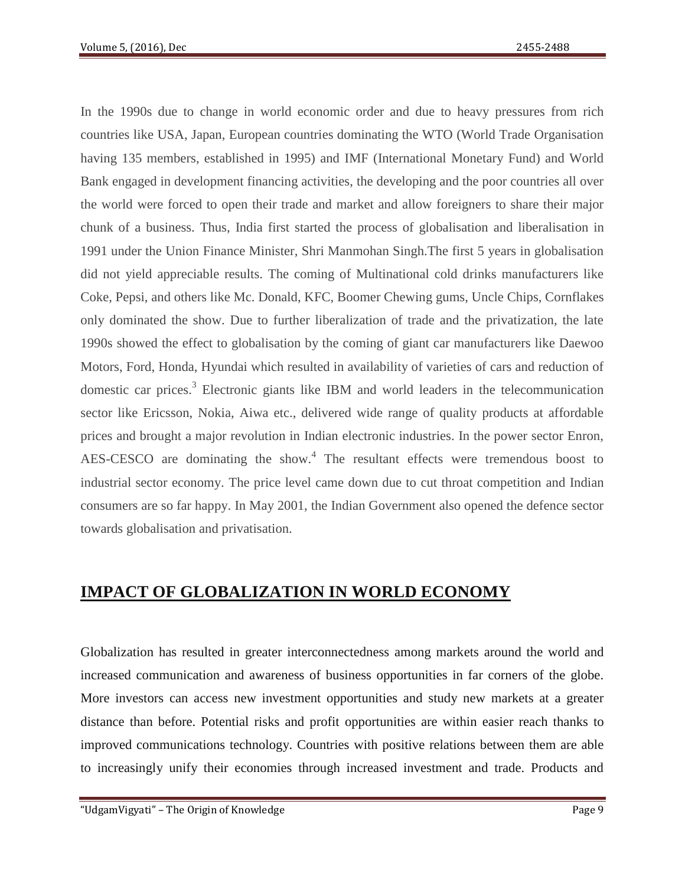In the 1990s due to change in world economic order and due to heavy pressures from rich countries like USA, Japan, European countries dominating the WTO (World Trade Organisation having 135 members, established in 1995) and IMF (International Monetary Fund) and World Bank engaged in development financing activities, the developing and the poor countries all over the world were forced to open their trade and market and allow foreigners to share their major chunk of a business. Thus, India first started the process of globalisation and liberalisation in 1991 under the Union Finance Minister, Shri Manmohan Singh.The first 5 years in globalisation did not yield appreciable results. The coming of Multinational cold drinks manufacturers like Coke, Pepsi, and others like Mc. Donald, KFC, Boomer Chewing gums, Uncle Chips, Cornflakes only dominated the show. Due to further liberalization of trade and the privatization, the late 1990s showed the effect to globalisation by the coming of giant car manufacturers like Daewoo Motors, Ford, Honda, Hyundai which resulted in availability of varieties of cars and reduction of domestic car prices.[3] Electronic giants like IBM and world leaders in the telecommunication sector like Ericsson, Nokia, Aiwa etc., delivered wide range of quality products at affordable prices and brought a major revolution in Indian electronic industries. In the power sector Enron, AES-CESCO are dominating the show.[4] The resultant effects were tremendous boost to industrial sector economy. The price level came down due to cut throat competition and Indian consumers are so far happy. In May 2001, the Indian Government also opened the defence sector towards globalisation and privatisation.

## IMPACT OF GLOBALIZATION IN WORLD ECONOMY

Globalization has resulted in greater interconnectedness among markets around the world and increased communication and awareness of business opportunities in far corners of the globe. More investors can access new investment opportunities and study new markets at a greater distance than before. Potential risks and profit opportunities are within easier reach thanks to improved communications technology. Countries with positive relations between them are able to increasingly unify their economies through increased investment and trade. Products and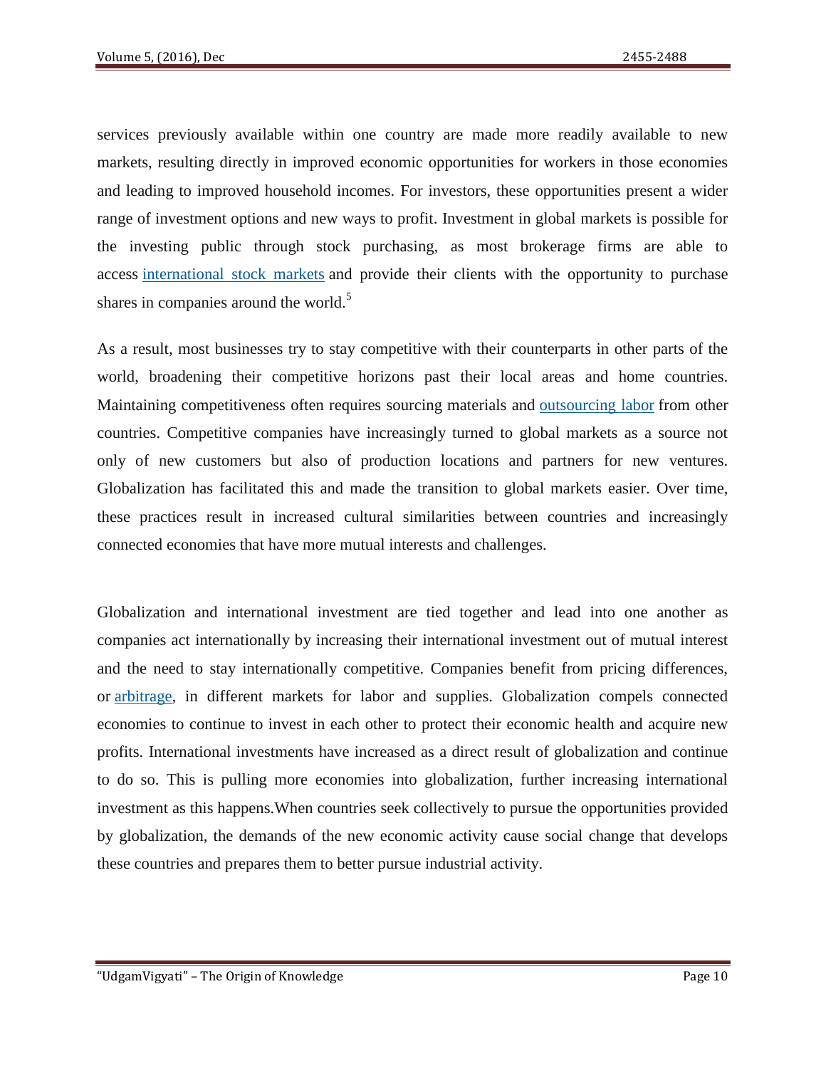services previously available within one country are made more readily available to new markets, resulting directly in improved economic opportunities for workers in those economies and leading to improved household incomes. For investors, these opportunities present a wider range of investment options and new ways to profit. Investment in global markets is possible for the investing public through stock purchasing, as most brokerage firms are able to access international stock markets and provide their clients with the opportunity to purchase shares in companies around the world.[5]

As a result, most businesses try to stay competitive with their counterparts in other parts of the world, broadening their competitive horizons past their local areas and home countries. Maintaining competitiveness often requires sourcing materials and outsourcing labor from other countries. Competitive companies have increasingly turned to global markets as a source not only of new customers but also of production locations and partners for new ventures. Globalization has facilitated this and made the transition to global markets easier. Over time, these practices result in increased cultural similarities between countries and increasingly connected economies that have more mutual interests and challenges.

Globalization and international investment are tied together and lead into one another as companies act internationally by increasing their international investment out of mutual interest and the need to stay internationally competitive. Companies benefit from pricing differences, or arbitrage, in different markets for labor and supplies. Globalization compels connected economies to continue to invest in each other to protect their economic health and acquire new profits. International investments have increased as a direct result of globalization and continue to do so. This is pulling more economies into globalization, further increasing international investment as this happens.When countries seek collectively to pursue the opportunities provided by globalization, the demands of the new economic activity cause social change that develops these countries and prepares them to better pursue industrial activity.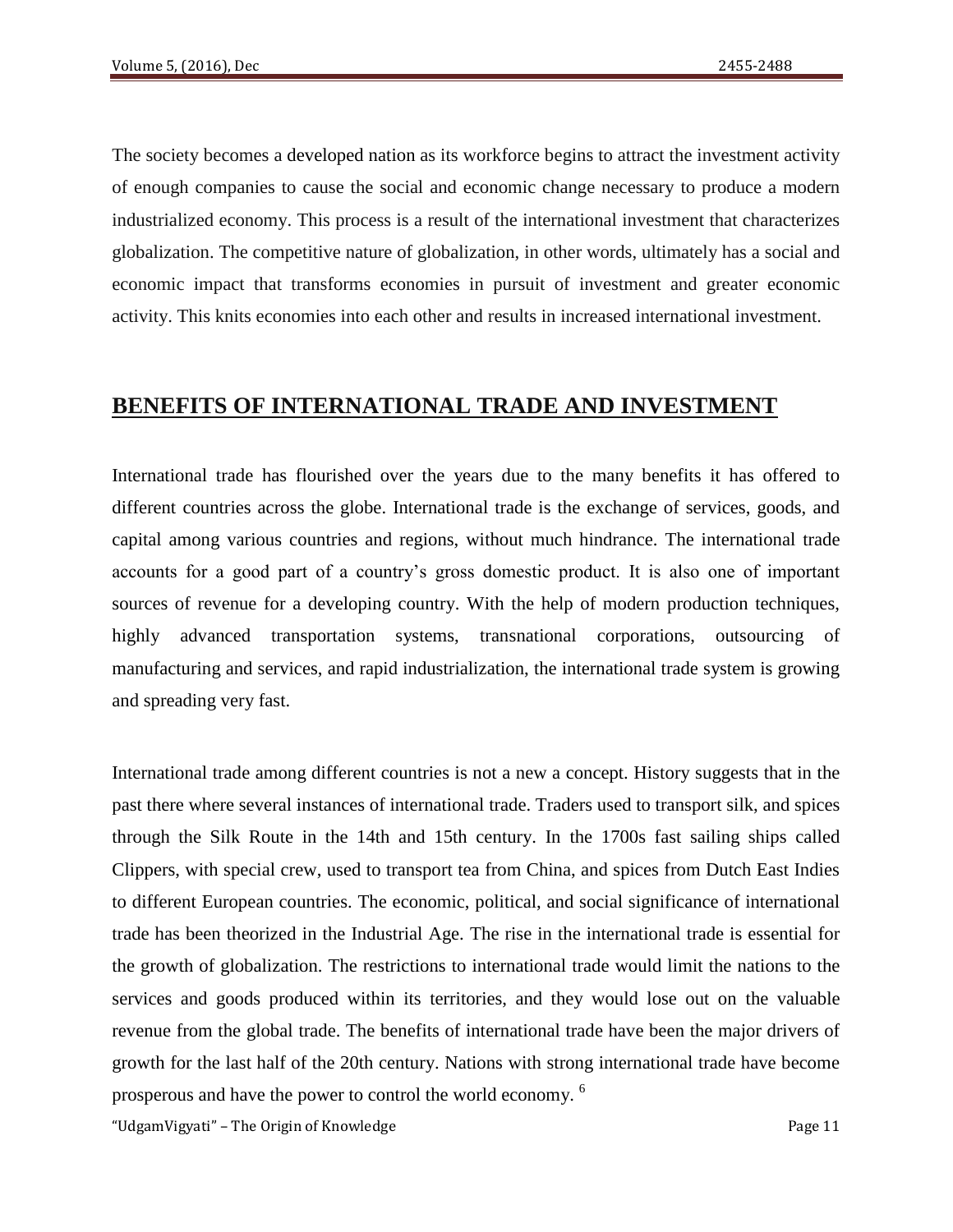The society becomes a developed nation as its workforce begins to attract the investment activity of enough companies to cause the social and economic change necessary to produce a modern industrialized economy. This process is a result of the international investment that characterizes globalization. The competitive nature of globalization, in other words, ultimately has a social and economic impact that transforms economies in pursuit of investment and greater economic activity. This knits economies into each other and results in increased international investment.

## BENEFITS OF INTERNATIONAL TRADE AND INVESTMENT

International trade has flourished over the years due to the many benefits it has offered to different countries across the globe. International trade is the exchange of services, goods, and capital among various countries and regions, without much hindrance. The international trade accounts for a good part of a country's gross domestic product. It is also one of important sources of revenue for a developing country. With the help of modern production techniques, highly advanced transportation systems, transnational corporations, outsourcing of manufacturing and services, and rapid industrialization, the international trade system is growing and spreading very fast.

International trade among different countries is not a new a concept. History suggests that in the past there where several instances of international trade. Traders used to transport silk, and spices through the Silk Route in the 14th and 15th century. In the 1700s fast sailing ships called Clippers, with special crew, used to transport tea from China, and spices from Dutch East Indies to different European countries. The economic, political, and social significance of international trade has been theorized in the Industrial Age. The rise in the international trade is essential for the growth of globalization. The restrictions to international trade would limit the nations to the services and goods produced within its territories, and they would lose out on the valuable revenue from the global trade. The benefits of international trade have been the major drivers of growth for the last half of the 20th century. Nations with strong international trade have become prosperous and have the power to control the world economy. [6]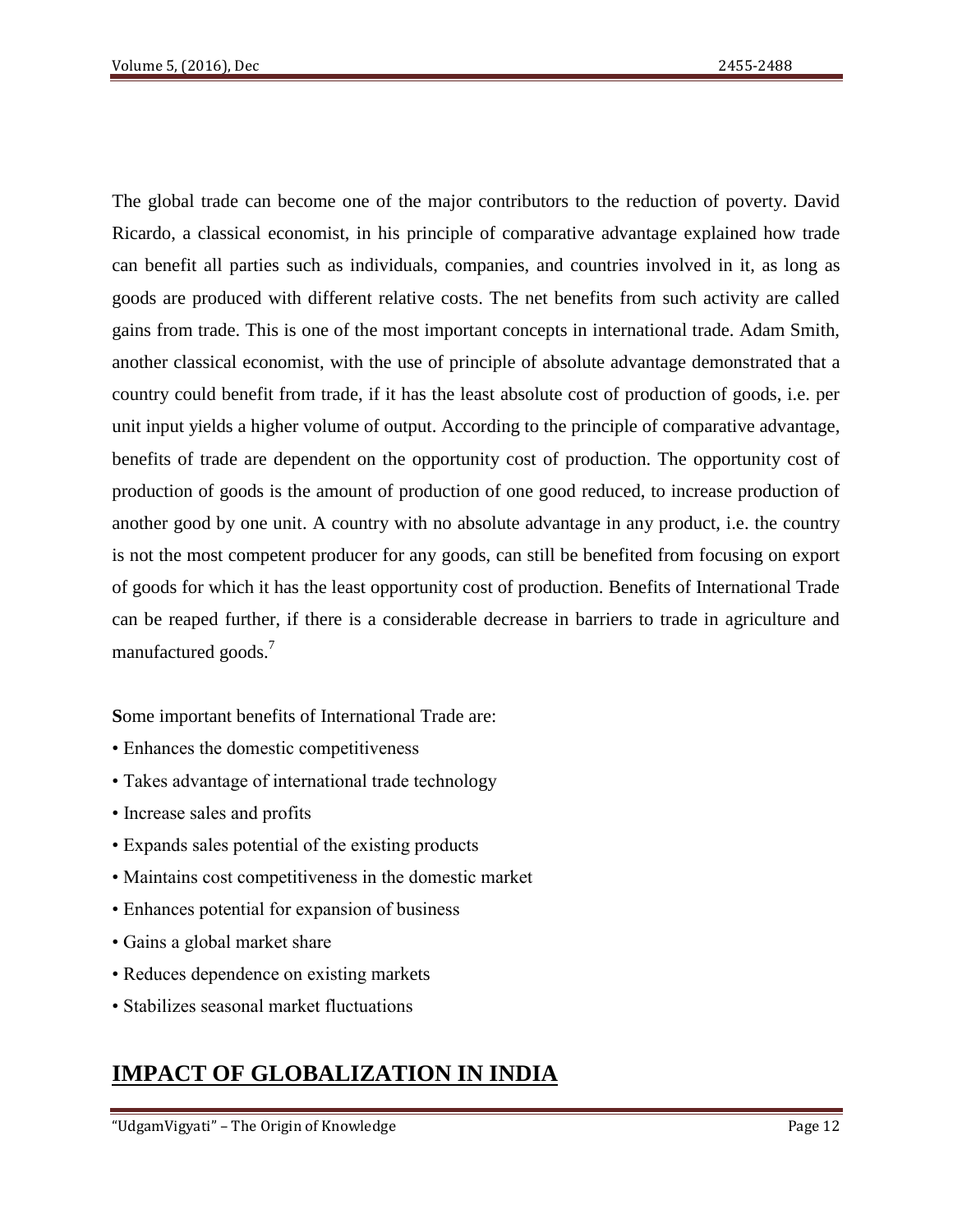The global trade can become one of the major contributors to the reduction of poverty. David Ricardo, a classical economist, in his principle of comparative advantage explained how trade can benefit all parties such as individuals, companies, and countries involved in it, as long as goods are produced with different relative costs. The net benefits from such activity are called gains from trade. This is one of the most important concepts in international trade. Adam Smith, another classical economist, with the use of principle of absolute advantage demonstrated that a country could benefit from trade, if it has the least absolute cost of production of goods, i.e. per unit input yields a higher volume of output. According to the principle of comparative advantage, benefits of trade are dependent on the opportunity cost of production. The opportunity cost of production of goods is the amount of production of one good reduced, to increase production of another good by one unit. A country with no absolute advantage in any product, i.e. the country is not the most competent producer for any goods, can still be benefited from focusing on export of goods for which it has the least opportunity cost of production. Benefits of International Trade can be reaped further, if there is a considerable decrease in barriers to trade in agriculture and manufactured goods.[7]

Some important benefits of International Trade are:

- Enhances the domestic competitiveness
- Takes advantage of international trade technology
- Increase sales and profits
- Expands sales potential of the existing products
- Maintains cost competitiveness in the domestic market
- Enhances potential for expansion of business
- Gains a global market share
- Reduces dependence on existing markets
- Stabilizes seasonal market fluctuations

## IMPACT OF GLOBALIZATION IN INDIA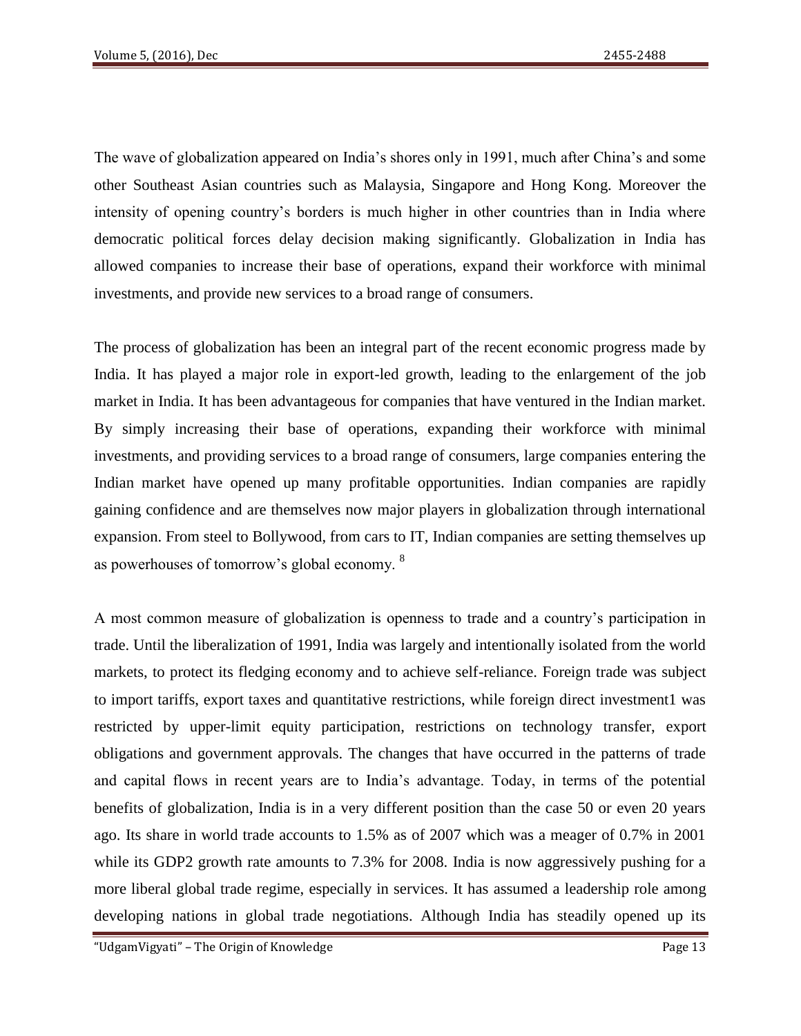The wave of globalization appeared on India's shores only in 1991, much after China's and some other Southeast Asian countries such as Malaysia, Singapore and Hong Kong. Moreover the intensity of opening country's borders is much higher in other countries than in India where democratic political forces delay decision making significantly. Globalization in India has allowed companies to increase their base of operations, expand their workforce with minimal investments, and provide new services to a broad range of consumers.

The process of globalization has been an integral part of the recent economic progress made by India. It has played a major role in export-led growth, leading to the enlargement of the job market in India. It has been advantageous for companies that have ventured in the Indian market. By simply increasing their base of operations, expanding their workforce with minimal investments, and providing services to a broad range of consumers, large companies entering the Indian market have opened up many profitable opportunities. Indian companies are rapidly gaining confidence and are themselves now major players in globalization through international expansion. From steel to Bollywood, from cars to IT, Indian companies are setting themselves up as powerhouses of tomorrow's global economy. [8]

A most common measure of globalization is openness to trade and a country's participation in trade. Until the liberalization of 1991, India was largely and intentionally isolated from the world markets, to protect its fledging economy and to achieve self-reliance. Foreign trade was subject to import tariffs, export taxes and quantitative restrictions, while foreign direct investment1 was restricted by upper-limit equity participation, restrictions on technology transfer, export obligations and government approvals. The changes that have occurred in the patterns of trade and capital flows in recent years are to India's advantage. Today, in terms of the potential benefits of globalization, India is in a very different position than the case 50 or even 20 years ago. Its share in world trade accounts to 1.5% as of 2007 which was a meager of 0.7% in 2001 while its GDP2 growth rate amounts to 7.3% for 2008. India is now aggressively pushing for a more liberal global trade regime, especially in services. It has assumed a leadership role among developing nations in global trade negotiations. Although India has steadily opened up its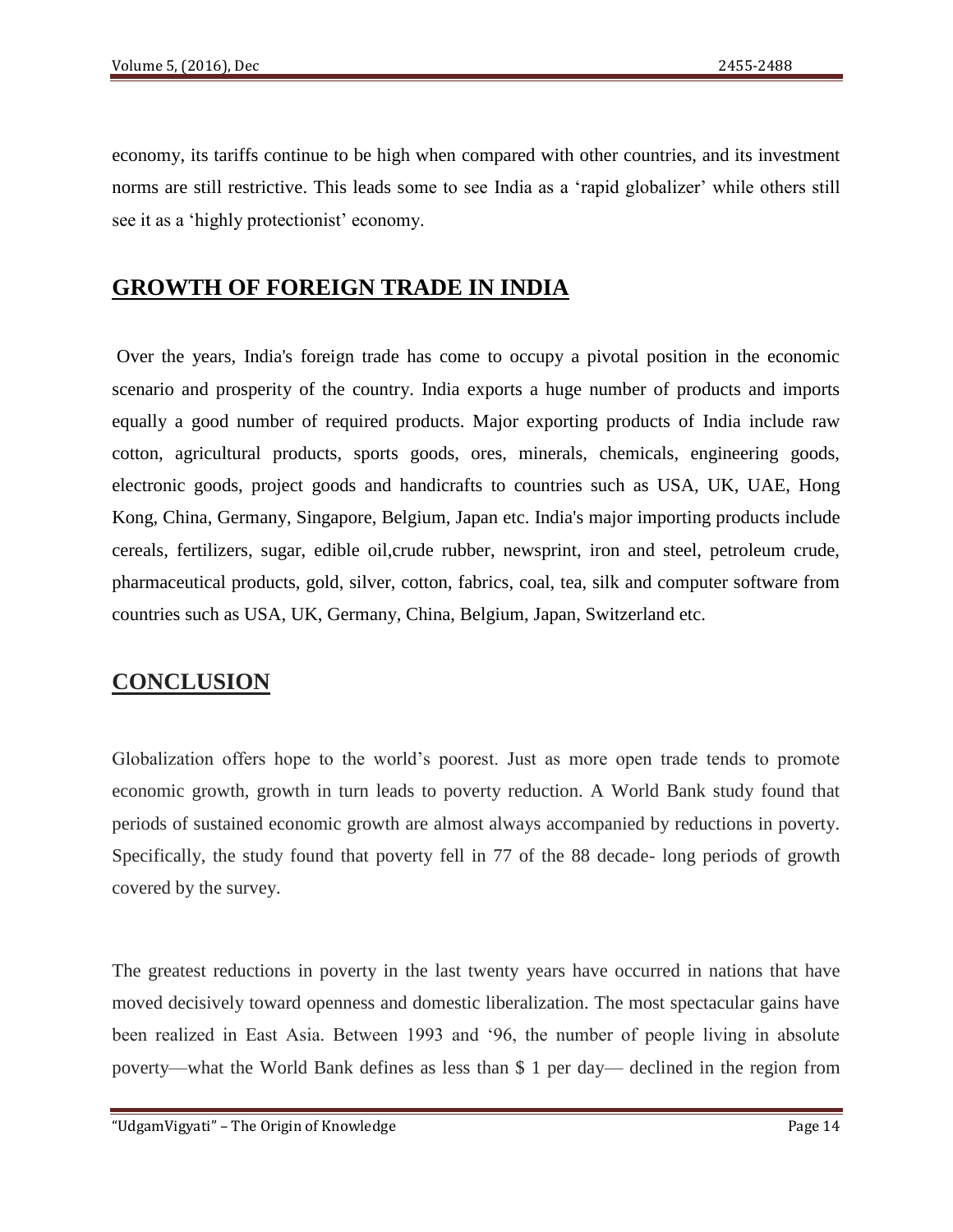economy, its tariffs continue to be high when compared with other countries, and its investment norms are still restrictive. This leads some to see India as a 'rapid globalizer' while others still see it as a 'highly protectionist' economy.

## GROWTH OF FOREIGN TRADE IN INDIA

Over the years, India's foreign trade has come to occupy a pivotal position in the economic scenario and prosperity of the country. India exports a huge number of products and imports equally a good number of required products. Major exporting products of India include raw cotton, agricultural products, sports goods, ores, minerals, chemicals, engineering goods, electronic goods, project goods and handicrafts to countries such as USA, UK, UAE, Hong Kong, China, Germany, Singapore, Belgium, Japan etc. India's major importing products include cereals, fertilizers, sugar, edible oil,crude rubber, newsprint, iron and steel, petroleum crude, pharmaceutical products, gold, silver, cotton, fabrics, coal, tea, silk and computer software from countries such as USA, UK, Germany, China, Belgium, Japan, Switzerland etc.

## CONCLUSION

Globalization offers hope to the world's poorest. Just as more open trade tends to promote economic growth, growth in turn leads to poverty reduction. A World Bank study found that periods of sustained economic growth are almost always accompanied by reductions in poverty. Specifically, the study found that poverty fell in 77 of the 88 decade- long periods of growth covered by the survey.

The greatest reductions in poverty in the last twenty years have occurred in nations that have moved decisively toward openness and domestic liberalization. The most spectacular gains have been realized in East Asia. Between 1993 and '96, the number of people living in absolute poverty—what the World Bank defines as less than $ 1 per day— declined in the region from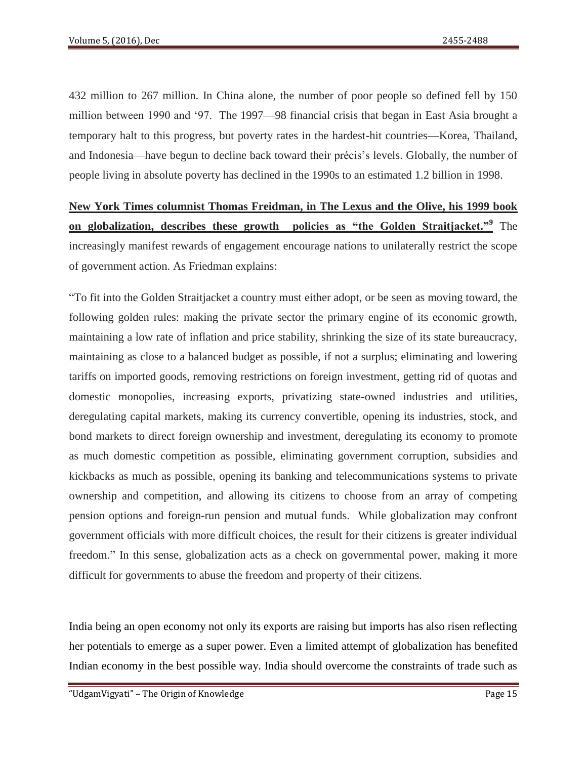432 million to 267 million. In China alone, the number of poor people so defined fell by 150 million between 1990 and ‘97. The 1997—98 financial crisis that began in East Asia brought a temporary halt to this progress, but poverty rates in the hardest-hit countries—Korea, Thailand, and Indonesia—have begun to decline back toward their précis’s levels. Globally, the number of people living in absolute poverty has declined in the 1990s to an estimated 1.2 billion in 1998.

**New York Times columnist Thomas Freidman, in The Lexus and the Olive, his 1999 book on globalization, describes these growth policies as “the Golden Straitjacket.”[9]** The increasingly manifest rewards of engagement encourage nations to unilaterally restrict the scope of government action. As Friedman explains:

“To fit into the Golden Straitjacket a country must either adopt, or be seen as moving toward, the following golden rules: making the private sector the primary engine of its economic growth, maintaining a low rate of inflation and price stability, shrinking the size of its state bureaucracy, maintaining as close to a balanced budget as possible, if not a surplus; eliminating and lowering tariffs on imported goods, removing restrictions on foreign investment, getting rid of quotas and domestic monopolies, increasing exports, privatizing state-owned industries and utilities, deregulating capital markets, making its currency convertible, opening its industries, stock, and bond markets to direct foreign ownership and investment, deregulating its economy to promote as much domestic competition as possible, eliminating government corruption, subsidies and kickbacks as much as possible, opening its banking and telecommunications systems to private ownership and competition, and allowing its citizens to choose from an array of competing pension options and foreign-run pension and mutual funds. While globalization may confront government officials with more difficult choices, the result for their citizens is greater individual freedom.” In this sense, globalization acts as a check on governmental power, making it more difficult for governments to abuse the freedom and property of their citizens.

India being an open economy not only its exports are raising but imports has also risen reflecting her potentials to emerge as a super power. Even a limited attempt of globalization has benefited Indian economy in the best possible way. India should overcome the constraints of trade such as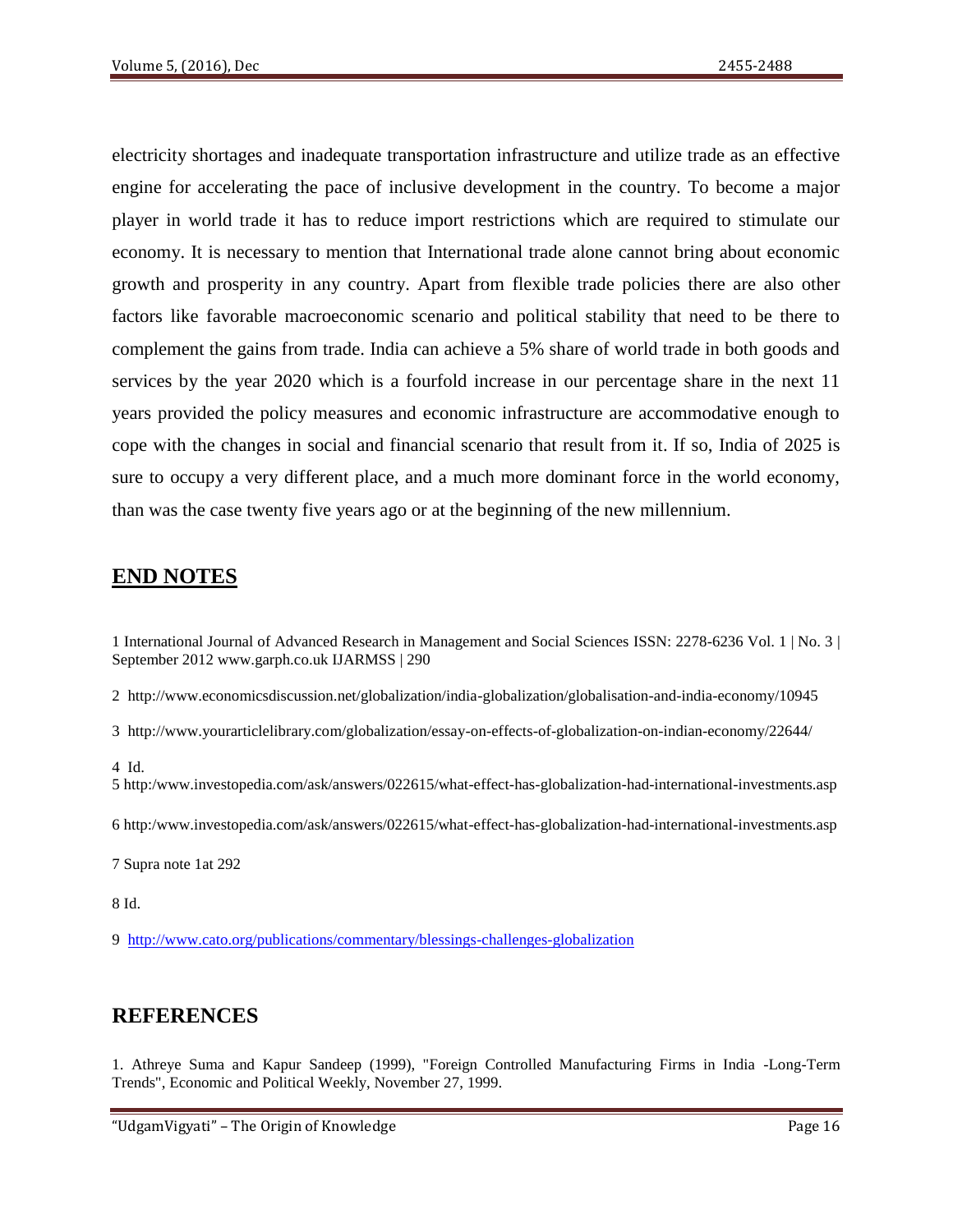electricity shortages and inadequate transportation infrastructure and utilize trade as an effective engine for accelerating the pace of inclusive development in the country. To become a major player in world trade it has to reduce import restrictions which are required to stimulate our economy. It is necessary to mention that International trade alone cannot bring about economic growth and prosperity in any country. Apart from flexible trade policies there are also other factors like favorable macroeconomic scenario and political stability that need to be there to complement the gains from trade. India can achieve a 5% share of world trade in both goods and services by the year 2020 which is a fourfold increase in our percentage share in the next 11 years provided the policy measures and economic infrastructure are accommodative enough to cope with the changes in social and financial scenario that result from it. If so, India of 2025 is sure to occupy a very different place, and a much more dominant force in the world economy, than was the case twenty five years ago or at the beginning of the new millennium.

## END NOTES

1 International Journal of Advanced Research in Management and Social Sciences ISSN: 2278-6236 Vol. 1 | No. 3 | September 2012 www.garph.co.uk IJARMSS | 290

2 http://www.economicsdiscussion.net/globalization/india-globalization/globalisation-and-india-economy/10945

3 http://www.yourarticlelibrary.com/globalization/essay-on-effects-of-globalization-on-indian-economy/22644/

4 Id.

5 http:/www.investopedia.com/ask/answers/022615/what-effect-has-globalization-had-international-investments.asp

6 http:/www.investopedia.com/ask/answers/022615/what-effect-has-globalization-had-international-investments.asp

7 Supra note 1at 292

8 Id.

9 http://www.cato.org/publications/commentary/blessings-challenges-globalization

## REFERENCES

1. Athreye Suma and Kapur Sandeep (1999), "Foreign Controlled Manufacturing Firms in India -Long-Term Trends", Economic and Political Weekly, November 27, 1999.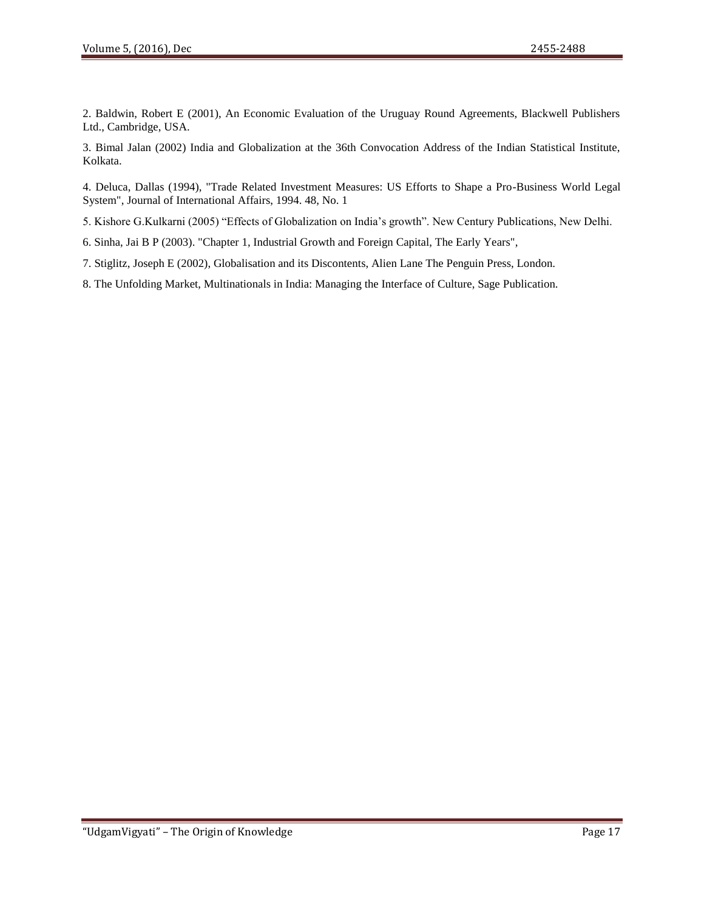2. Baldwin, Robert E (2001), An Economic Evaluation of the Uruguay Round Agreements, Blackwell Publishers Ltd., Cambridge, USA.

3. Bimal Jalan (2002) India and Globalization at the 36th Convocation Address of the Indian Statistical Institute, Kolkata.

4. Deluca, Dallas (1994), "Trade Related Investment Measures: US Efforts to Shape a Pro-Business World Legal System", Journal of International Affairs, 1994. 48, No. 1

5. Kishore G.Kulkarni (2005) "Effects of Globalization on India's growth". New Century Publications, New Delhi.

6. Sinha, Jai B P (2003). "Chapter 1, Industrial Growth and Foreign Capital, The Early Years",

7. Stiglitz, Joseph E (2002), Globalisation and its Discontents, Alien Lane The Penguin Press, London.

8. The Unfolding Market, Multinationals in India: Managing the Interface of Culture, Sage Publication.